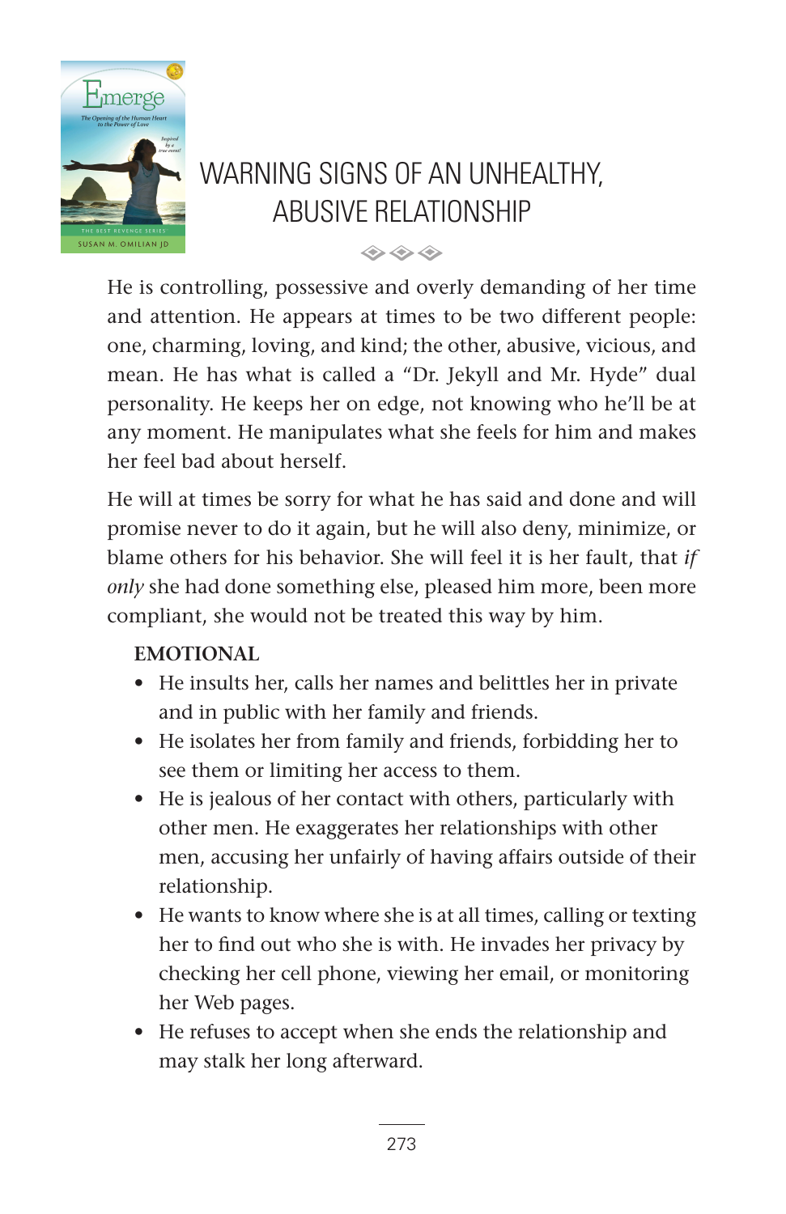# WARNING SIGNS OF AN UNHEALTHY, ABUSIVE RELATIONSHIP

He is controlling, possessive and overly demanding of her time and attention. He appears at times to be two different people: one, charming, loving, and kind; the other, abusive, vicious, and mean. He has what is called a "Dr. Jekyll and Mr. Hyde" dual personality. He keeps her on edge, not knowing who he'll be at any moment. He manipulates what she feels for him and makes her feel bad about herself.

He will at times be sorry for what he has said and done and will promise never to do it again, but he will also deny, minimize, or blame others for his behavior. She will feel it is her fault, that *if only* she had done something else, pleased him more, been more compliant, she would not be treated this way by him.

**EMOTIONAL**

- He insults her, calls her names and belittles her in private and in public with her family and friends.
- He isolates her from family and friends, forbidding her to see them or limiting her access to them.
- He is jealous of her contact with others, particularly with other men. He exaggerates her relationships with other men, accusing her unfairly of having affairs outside of their relationship.
- He wants to know where she is at all times, calling or texting her to find out who she is with. He invades her privacy by checking her cell phone, viewing her email, or monitoring her Web pages.
- He refuses to accept when she ends the relationship and may stalk her long afterward.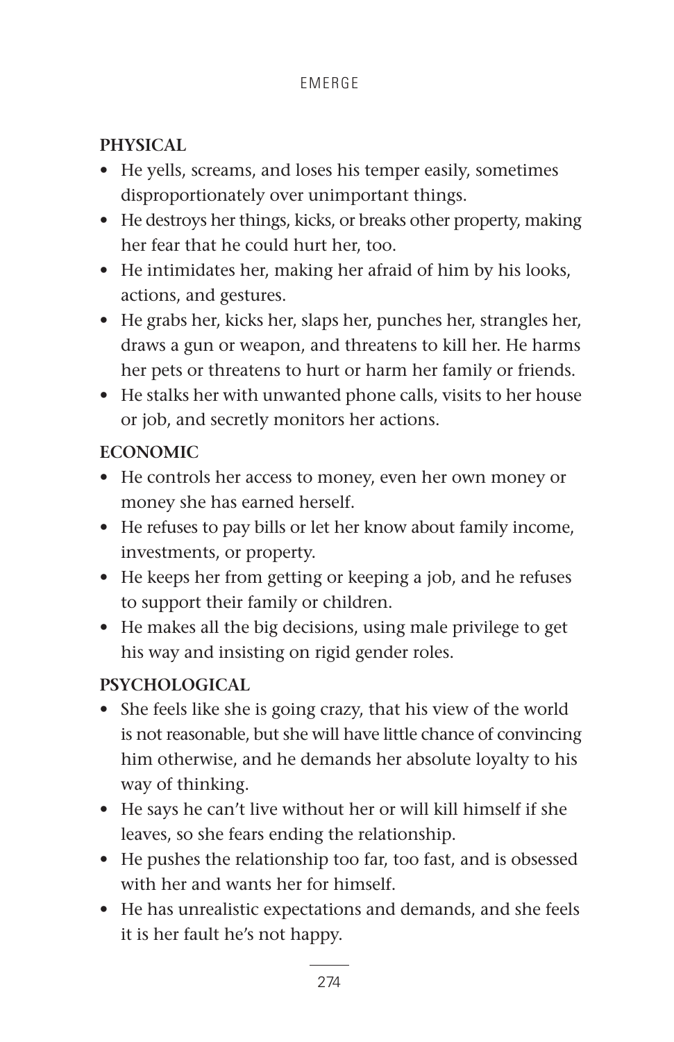**PHYSICAL**

- He yells, screams, and loses his temper easily, sometimes disproportionately over unimportant things.
- He destroys her things, kicks, or breaks other property, making her fear that he could hurt her, too.
- He intimidates her, making her afraid of him by his looks, actions, and gestures.
- He grabs her, kicks her, slaps her, punches her, strangles her, draws a gun or weapon, and threatens to kill her. He harms her pets or threatens to hurt or harm her family or friends.
- He stalks her with unwanted phone calls, visits to her house or job, and secretly monitors her actions.

**ECONOMIC**

- He controls her access to money, even her own money or money she has earned herself.
- He refuses to pay bills or let her know about family income, investments, or property.
- He keeps her from getting or keeping a job, and he refuses to support their family or children.
- He makes all the big decisions, using male privilege to get his way and insisting on rigid gender roles.

**PSYCHOLOGICAL**

- She feels like she is going crazy, that his view of the world is not reasonable, but she will have little chance of convincing him otherwise, and he demands her absolute loyalty to his way of thinking.
- He says he can't live without her or will kill himself if she leaves, so she fears ending the relationship.
- He pushes the relationship too far, too fast, and is obsessed with her and wants her for himself.
- He has unrealistic expectations and demands, and she feels it is her fault he's not happy.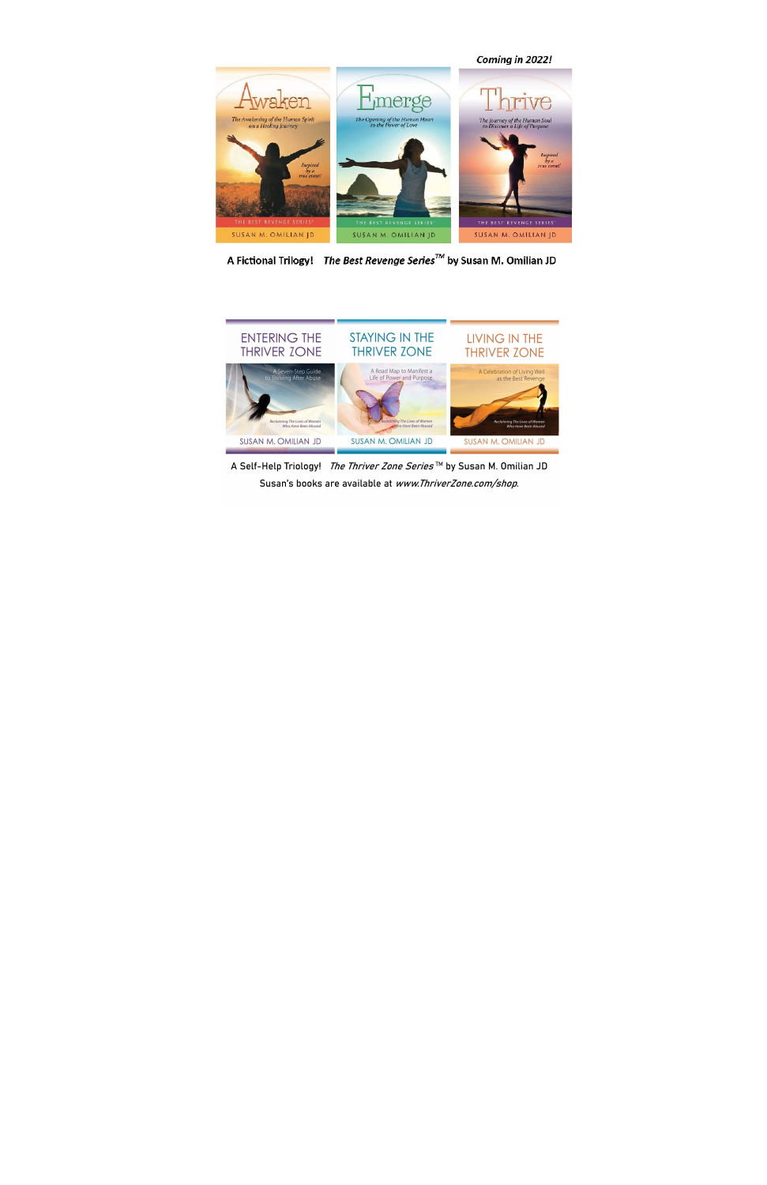Coming in 2022!

A Fictional Trilogy! *The Best Revenge Series*™ by Susan M. Omilian JD

A Self-Help Triology! *The Thriver Zone Series*™ by Susan M. Omilian JD

Susan's books are available at *www.ThriverZone.com/shop.*